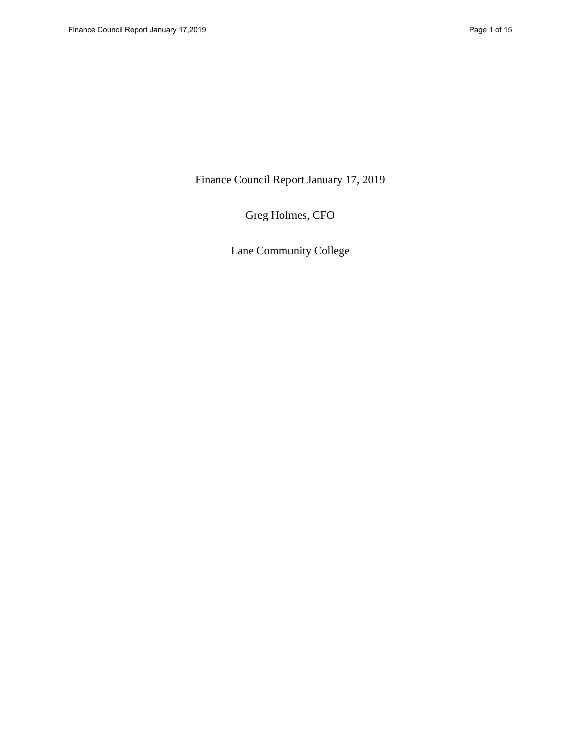# Finance Council Report January 17, 2019

Greg Holmes, CFO

Lane Community College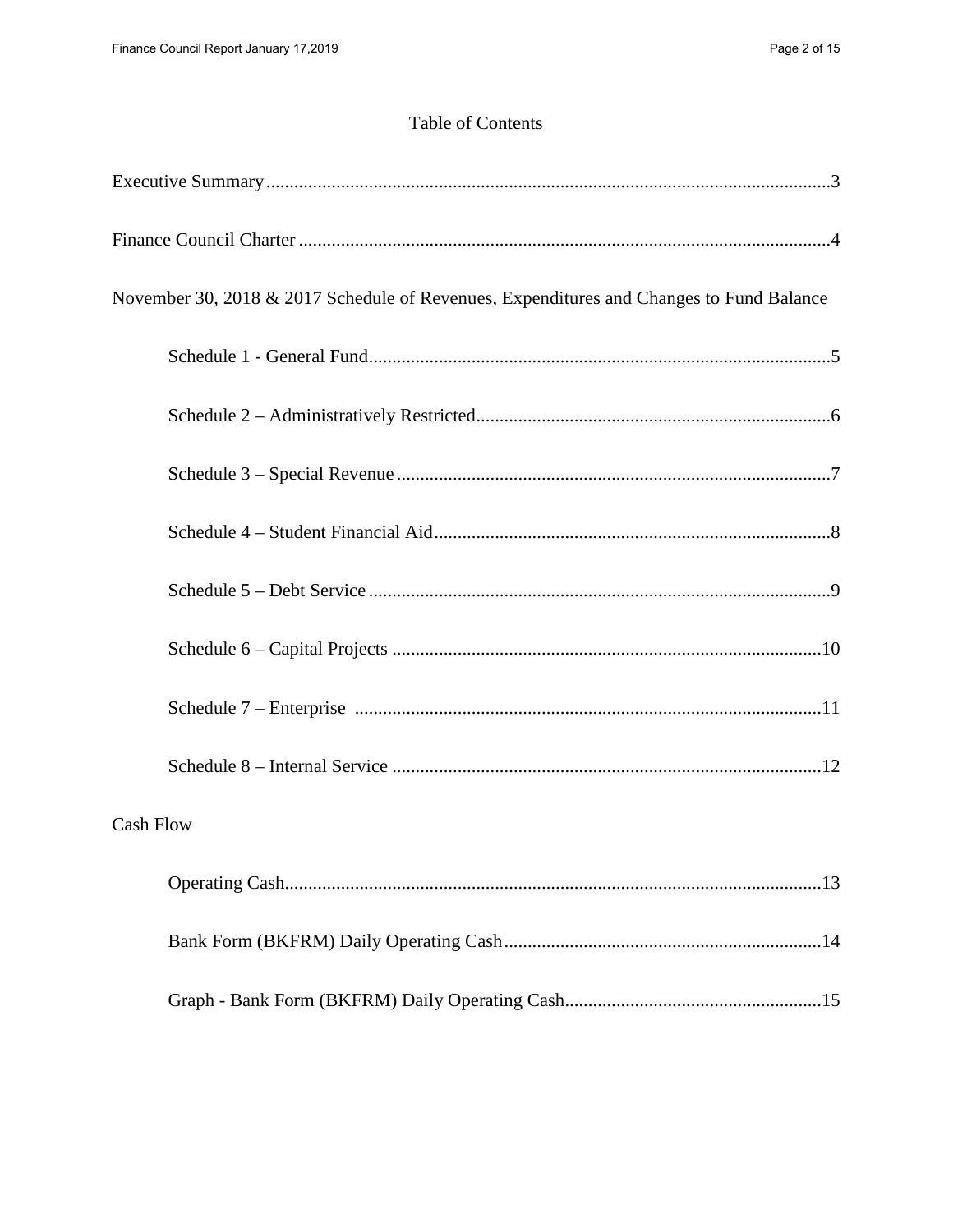# Table of Contents

Executive Summary....................................................................................................................3

Finance Council Charter ..........................................................................................................4

November 30, 2018 & 2017 Schedule of Revenues, Expenditures and Changes to Fund Balance

- Schedule 1 - General Fund..................................................................................................5
- Schedule 2 – Administratively Restricted...........................................................................6
- Schedule 3 – Special Revenue ............................................................................................7
- Schedule 4 – Student Financial Aid....................................................................................8
- Schedule 5 – Debt Service ..................................................................................................9
- Schedule 6 – Capital Projects ...........................................................................................10
- Schedule 7 – Enterprise ...................................................................................................11
- Schedule 8 – Internal Service ...........................................................................................12

Cash Flow

- Operating Cash.................................................................................................................13
- Bank Form (BKFRM) Daily Operating Cash...................................................................14
- Graph - Bank Form (BKFRM) Daily Operating Cash......................................................15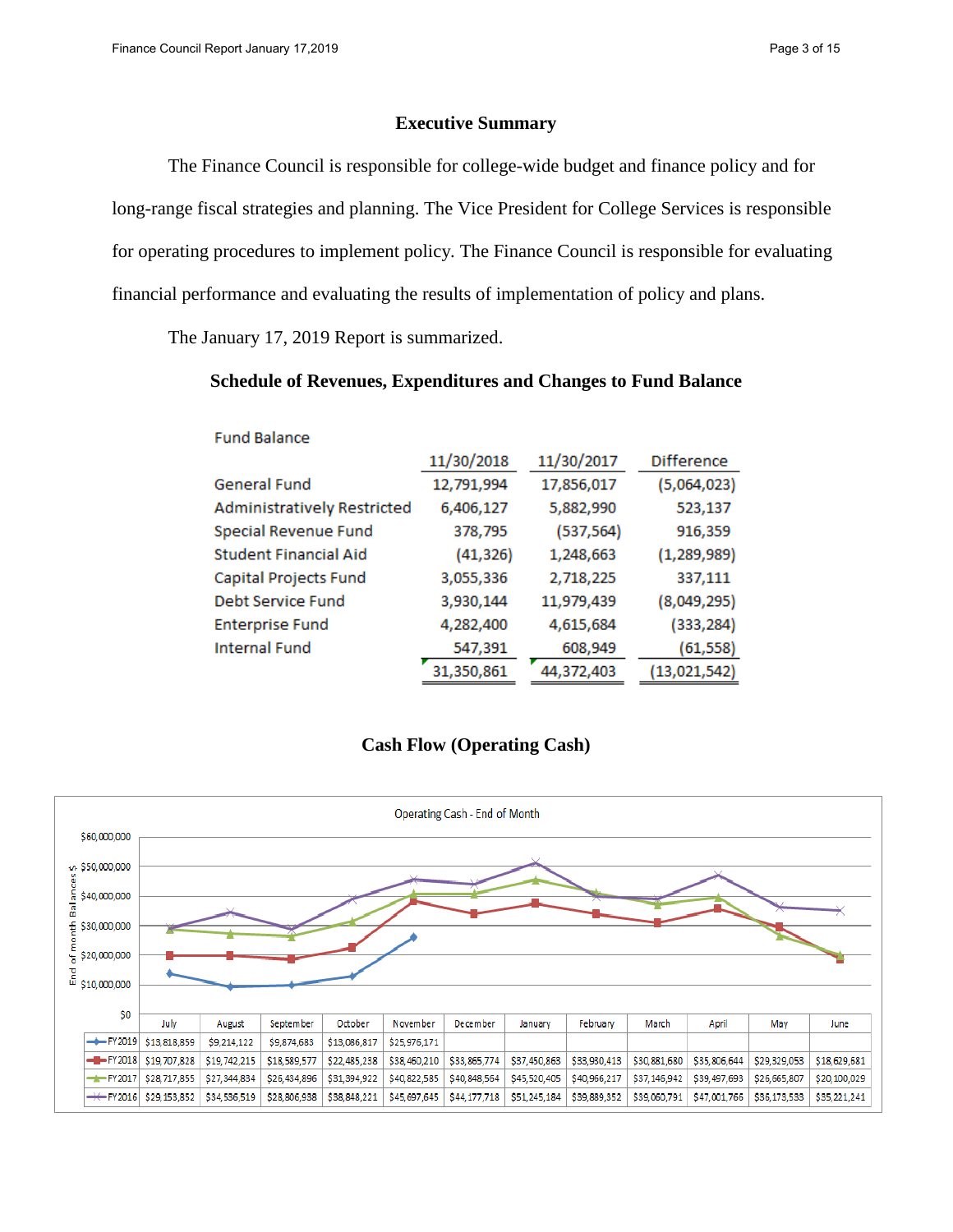## Executive Summary

The Finance Council is responsible for college-wide budget and finance policy and for long-range fiscal strategies and planning. The Vice President for College Services is responsible for operating procedures to implement policy. The Finance Council is responsible for evaluating financial performance and evaluating the results of implementation of policy and plans.

The January 17, 2019 Report is summarized.

### Schedule of Revenues, Expenditures and Changes to Fund Balance

Fund Balance

| | 11/30/2018 | 11/30/2017 | Difference |
|---|---|---|---|
| General Fund | 12,791,994 | 17,856,017 | (5,064,023) |
| Administratively Restricted | 6,406,127 | 5,882,990 | 523,137 |
| Special Revenue Fund | 378,795 | (537,564) | 916,359 |
| Student Financial Aid | (41,326) | 1,248,663 | (1,289,989) |
| Capital Projects Fund | 3,055,336 | 2,718,225 | 337,111 |
| Debt Service Fund | 3,930,144 | 11,979,439 | (8,049,295) |
| Enterprise Fund | 4,282,400 | 4,615,684 | (333,284) |
| Internal Fund | 547,391 | 608,949 | (61,558) |
| | 31,350,861 | 44,372,403 | (13,021,542) |

### Cash Flow (Operating Cash)

Operating Cash - End of Month

| | July | August | September | October | November | December | January | February | March | April | May | June |
|---|---|---|---|---|---|---|---|---|---|---|---|---|
| FY2019 | $13,818,859 | $9,214,122 | $9,874,683 | $13,086,817 | $25,976,171 | | | | | | | |
| FY2018 | $19,707,828 | $19,742,215 | $18,589,577 | $22,485,238 | $38,460,210 | $33,865,774 | $37,450,863 | $33,930,413 | $30,881,680 | $35,806,644 | $29,329,053 | $18,629,681 |
| FY2017 | $28,717,855 | $27,344,834 | $26,434,896 | $31,394,922 | $40,822,585 | $40,848,564 | $45,520,405 | $40,966,217 | $37,146,942 | $39,497,693 | $26,665,807 | $20,100,029 |
| FY2016 | $29,153,852 | $34,536,519 | $28,806,938 | $38,848,221 | $45,697,645 | $44,177,718 | $51,245,184 | $39,889,352 | $39,060,791 | $47,001,766 | $36,173,533 | $35,221,241 |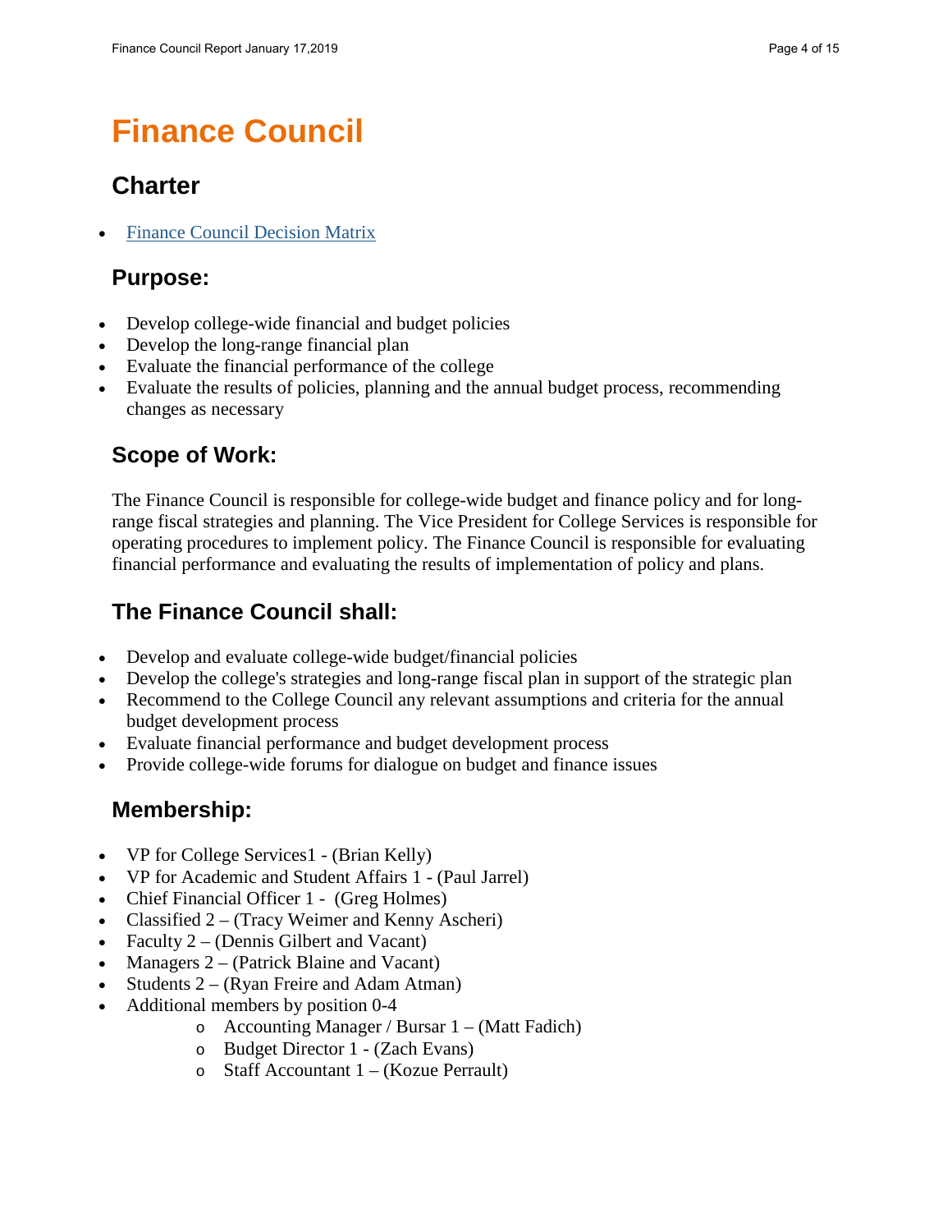# Finance Council

## Charter

- Finance Council Decision Matrix

## Purpose:

- Develop college-wide financial and budget policies
- Develop the long-range financial plan
- Evaluate the financial performance of the college
- Evaluate the results of policies, planning and the annual budget process, recommending changes as necessary

## Scope of Work:

The Finance Council is responsible for college-wide budget and finance policy and for long-range fiscal strategies and planning. The Vice President for College Services is responsible for operating procedures to implement policy. The Finance Council is responsible for evaluating financial performance and evaluating the results of implementation of policy and plans.

## The Finance Council shall:

- Develop and evaluate college-wide budget/financial policies
- Develop the college's strategies and long-range fiscal plan in support of the strategic plan
- Recommend to the College Council any relevant assumptions and criteria for the annual budget development process
- Evaluate financial performance and budget development process
- Provide college-wide forums for dialogue on budget and finance issues

## Membership:

- VP for College Services1 - (Brian Kelly)
- VP for Academic and Student Affairs 1 - (Paul Jarrel)
- Chief Financial Officer 1 - (Greg Holmes)
- Classified 2 – (Tracy Weimer and Kenny Ascheri)
- Faculty 2 – (Dennis Gilbert and Vacant)
- Managers 2 – (Patrick Blaine and Vacant)
- Students 2 – (Ryan Freire and Adam Atman)
- Additional members by position 0-4
  - Accounting Manager / Bursar 1 – (Matt Fadich)
  - Budget Director 1 - (Zach Evans)
  - Staff Accountant 1 – (Kozue Perrault)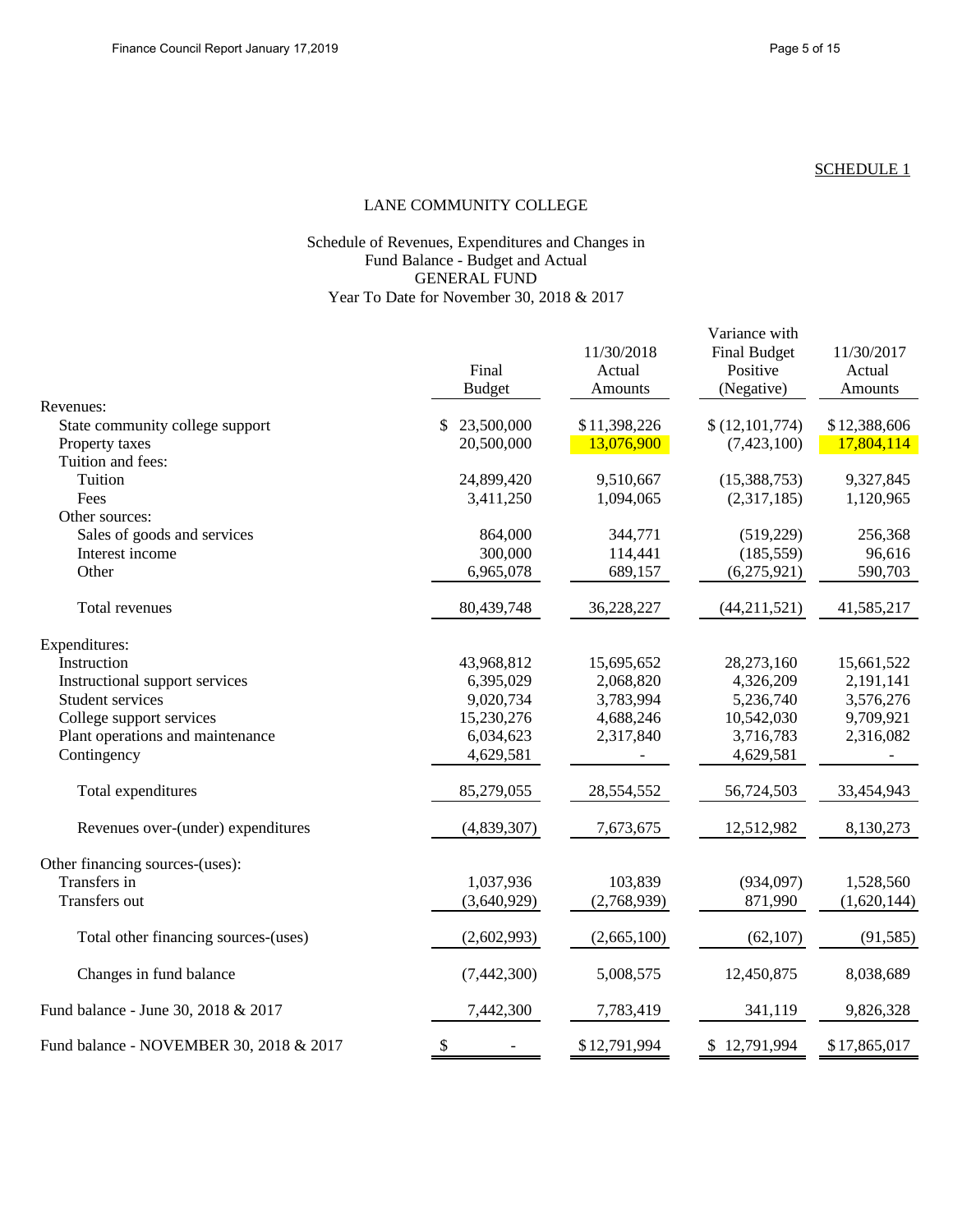SCHEDULE 1

# LANE COMMUNITY COLLEGE

## Schedule of Revenues, Expenditures and Changes in Fund Balance - Budget and Actual
## GENERAL FUND
## Year To Date for November 30, 2018 & 2017

| | Final Budget | 11/30/2018 Actual Amounts | Variance with Final Budget Positive (Negative) | 11/30/2017 Actual Amounts |
|---|---|---|---|---|
| Revenues: | | | | |
| State community college support | $ 23,500,000 | $ 11,398,226 | $ (12,101,774) | $ 12,388,606 |
| Property taxes | 20,500,000 | 13,076,900 | (7,423,100) | 17,804,114 |
| Tuition and fees: | | | | |
| Tuition | 24,899,420 | 9,510,667 | (15,388,753) | 9,327,845 |
| Fees | 3,411,250 | 1,094,065 | (2,317,185) | 1,120,965 |
| Other sources: | | | | |
| Sales of goods and services | 864,000 | 344,771 | (519,229) | 256,368 |
| Interest income | 300,000 | 114,441 | (185,559) | 96,616 |
| Other | 6,965,078 | 689,157 | (6,275,921) | 590,703 |
| Total revenues | 80,439,748 | 36,228,227 | (44,211,521) | 41,585,217 |
| Expenditures: | | | | |
| Instruction | 43,968,812 | 15,695,652 | 28,273,160 | 15,661,522 |
| Instructional support services | 6,395,029 | 2,068,820 | 4,326,209 | 2,191,141 |
| Student services | 9,020,734 | 3,783,994 | 5,236,740 | 3,576,276 |
| College support services | 15,230,276 | 4,688,246 | 10,542,030 | 9,709,921 |
| Plant operations and maintenance | 6,034,623 | 2,317,840 | 3,716,783 | 2,316,082 |
| Contingency | 4,629,581 | - | 4,629,581 | - |
| Total expenditures | 85,279,055 | 28,554,552 | 56,724,503 | 33,454,943 |
| Revenues over-(under) expenditures | (4,839,307) | 7,673,675 | 12,512,982 | 8,130,273 |
| Other financing sources-(uses): | | | | |
| Transfers in | 1,037,936 | 103,839 | (934,097) | 1,528,560 |
| Transfers out | (3,640,929) | (2,768,939) | 871,990 | (1,620,144) |
| Total other financing sources-(uses) | (2,602,993) | (2,665,100) | (62,107) | (91,585) |
| Changes in fund balance | (7,442,300) | 5,008,575 | 12,450,875 | 8,038,689 |
| Fund balance - June 30, 2018 & 2017 | 7,442,300 | 7,783,419 | 341,119 | 9,826,328 |
| Fund balance - NOVEMBER 30, 2018 & 2017 | $ - | $ 12,791,994 | $ 12,791,994 | $ 17,865,017 |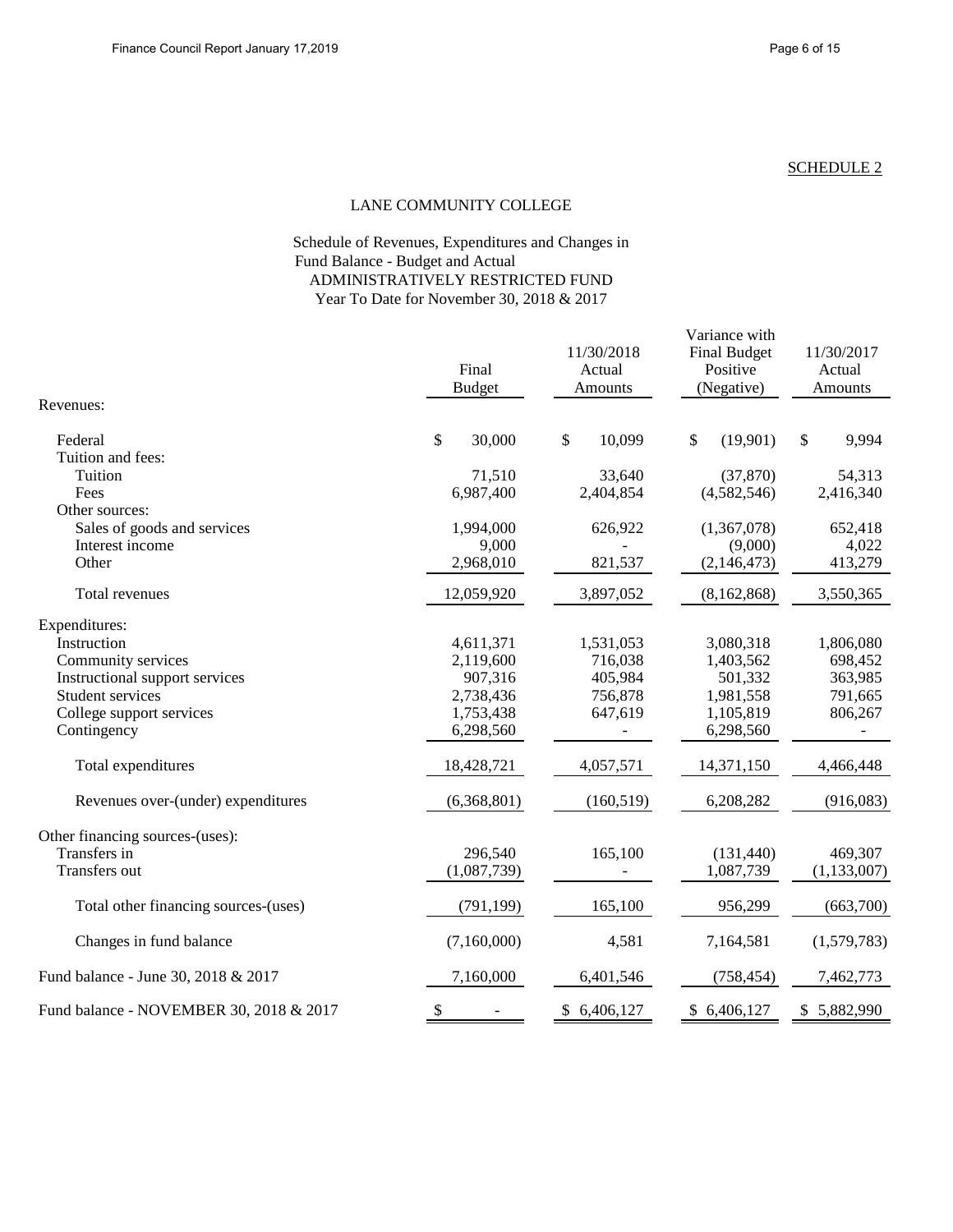SCHEDULE 2

# LANE COMMUNITY COLLEGE

## Schedule of Revenues, Expenditures and Changes in Fund Balance - Budget and Actual
## ADMINISTRATIVELY RESTRICTED FUND
## Year To Date for November 30, 2018 & 2017

| | Final Budget | 11/30/2018 Actual Amounts | Variance with Final Budget Positive (Negative) | 11/30/2017 Actual Amounts |
|---|---|---|---|---|
| Revenues: | | | | |
| Federal | $ 30,000 | $ 10,099 | $ (19,901) | $ 9,994 |
| Tuition and fees: | | | | |
| Tuition | 71,510 | 33,640 | (37,870) | 54,313 |
| Fees | 6,987,400 | 2,404,854 | (4,582,546) | 2,416,340 |
| Other sources: | | | | |
| Sales of goods and services | 1,994,000 | 626,922 | (1,367,078) | 652,418 |
| Interest income | 9,000 | - | (9,000) | 4,022 |
| Other | 2,968,010 | 821,537 | (2,146,473) | 413,279 |
| Total revenues | 12,059,920 | 3,897,052 | (8,162,868) | 3,550,365 |
| Expenditures: | | | | |
| Instruction | 4,611,371 | 1,531,053 | 3,080,318 | 1,806,080 |
| Community services | 2,119,600 | 716,038 | 1,403,562 | 698,452 |
| Instructional support services | 907,316 | 405,984 | 501,332 | 363,985 |
| Student services | 2,738,436 | 756,878 | 1,981,558 | 791,665 |
| College support services | 1,753,438 | 647,619 | 1,105,819 | 806,267 |
| Contingency | 6,298,560 | - | 6,298,560 | - |
| Total expenditures | 18,428,721 | 4,057,571 | 14,371,150 | 4,466,448 |
| Revenues over-(under) expenditures | (6,368,801) | (160,519) | 6,208,282 | (916,083) |
| Other financing sources-(uses): | | | | |
| Transfers in | 296,540 | 165,100 | (131,440) | 469,307 |
| Transfers out | (1,087,739) | - | 1,087,739 | (1,133,007) |
| Total other financing sources-(uses) | (791,199) | 165,100 | 956,299 | (663,700) |
| Changes in fund balance | (7,160,000) | 4,581 | 7,164,581 | (1,579,783) |
| Fund balance - June 30, 2018 & 2017 | 7,160,000 | 6,401,546 | (758,454) | 7,462,773 |
| Fund balance - NOVEMBER 30, 2018 & 2017 | $ - | $ 6,406,127 | $ 6,406,127 | $ 5,882,990 |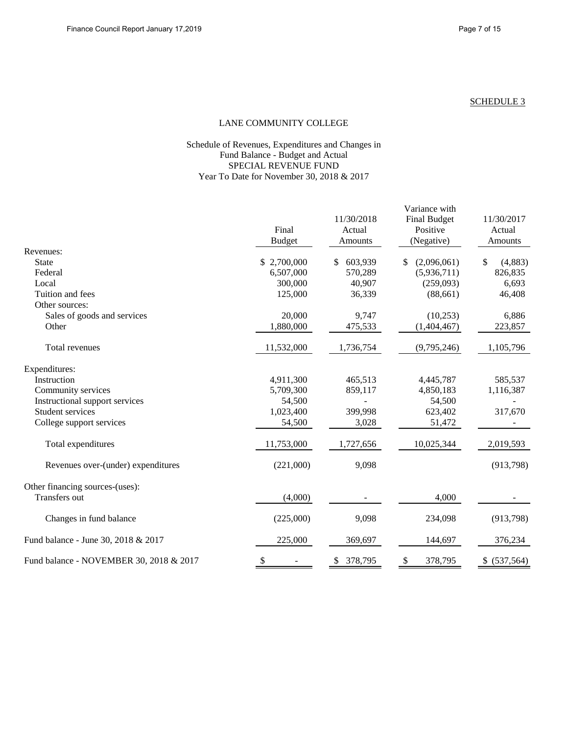SCHEDULE 3

# LANE COMMUNITY COLLEGE

## Schedule of Revenues, Expenditures and Changes in Fund Balance - Budget and Actual
## SPECIAL REVENUE FUND
## Year To Date for November 30, 2018 & 2017

| | Final Budget | 11/30/2018 Actual Amounts | Variance with Final Budget Positive (Negative) | 11/30/2017 Actual Amounts |
|---|---|---|---|---|
| Revenues: | | | | |
| State | $ 2,700,000 | $ 603,939 | $ (2,096,061) | $ (4,883) |
| Federal | 6,507,000 | 570,289 | (5,936,711) | 826,835 |
| Local | 300,000 | 40,907 | (259,093) | 6,693 |
| Tuition and fees | 125,000 | 36,339 | (88,661) | 46,408 |
| Other sources: | | | | |
| Sales of goods and services | 20,000 | 9,747 | (10,253) | 6,886 |
| Other | 1,880,000 | 475,533 | (1,404,467) | 223,857 |
| Total revenues | 11,532,000 | 1,736,754 | (9,795,246) | 1,105,796 |
| Expenditures: | | | | |
| Instruction | 4,911,300 | 465,513 | 4,445,787 | 585,537 |
| Community services | 5,709,300 | 859,117 | 4,850,183 | 1,116,387 |
| Instructional support services | 54,500 | - | 54,500 | - |
| Student services | 1,023,400 | 399,998 | 623,402 | 317,670 |
| College support services | 54,500 | 3,028 | 51,472 | - |
| Total expenditures | 11,753,000 | 1,727,656 | 10,025,344 | 2,019,593 |
| Revenues over-(under) expenditures | (221,000) | 9,098 | | (913,798) |
| Other financing sources-(uses): | | | | |
| Transfers out | (4,000) | - | 4,000 | - |
| Changes in fund balance | (225,000) | 9,098 | 234,098 | (913,798) |
| Fund balance - June 30, 2018 & 2017 | 225,000 | 369,697 | 144,697 | 376,234 |
| Fund balance - NOVEMBER 30, 2018 & 2017 | $ - | $ 378,795 | $ 378,795 | $ (537,564) |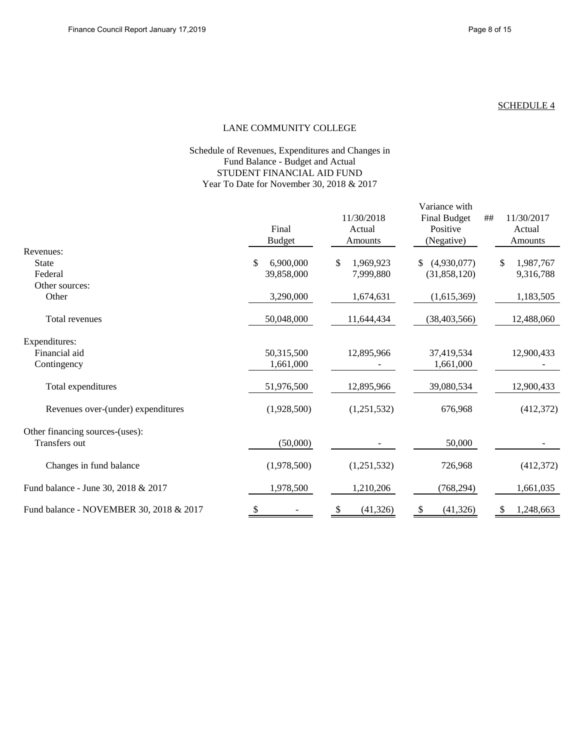SCHEDULE 4

# LANE COMMUNITY COLLEGE

## Schedule of Revenues, Expenditures and Changes in Fund Balance - Budget and Actual STUDENT FINANCIAL AID FUND Year To Date for November 30, 2018 & 2017

| | Final Budget | 11/30/2018 Actual Amounts | Variance with Final Budget Positive (Negative) | ## | 11/30/2017 Actual Amounts |
|---|---|---|---|---|---|
| Revenues: | | | | | |
| State | $ 6,900,000 | $ 1,969,923 | $ (4,930,077) | | $ 1,987,767 |
| Federal | 39,858,000 | 7,999,880 | (31,858,120) | | 9,316,788 |
| Other sources: | | | | | |
| Other | 3,290,000 | 1,674,631 | (1,615,369) | | 1,183,505 |
| Total revenues | 50,048,000 | 11,644,434 | (38,403,566) | | 12,488,060 |
| Expenditures: | | | | | |
| Financial aid | 50,315,500 | 12,895,966 | 37,419,534 | | 12,900,433 |
| Contingency | 1,661,000 | - | 1,661,000 | | - |
| Total expenditures | 51,976,500 | 12,895,966 | 39,080,534 | | 12,900,433 |
| Revenues over-(under) expenditures | (1,928,500) | (1,251,532) | 676,968 | | (412,372) |
| Other financing sources-(uses): | | | | | |
| Transfers out | (50,000) | - | 50,000 | | - |
| Changes in fund balance | (1,978,500) | (1,251,532) | 726,968 | | (412,372) |
| Fund balance - June 30, 2018 & 2017 | 1,978,500 | 1,210,206 | (768,294) | | 1,661,035 |
| Fund balance - NOVEMBER 30, 2018 & 2017 | $ - | $ (41,326) | $ (41,326) | | $ 1,248,663 |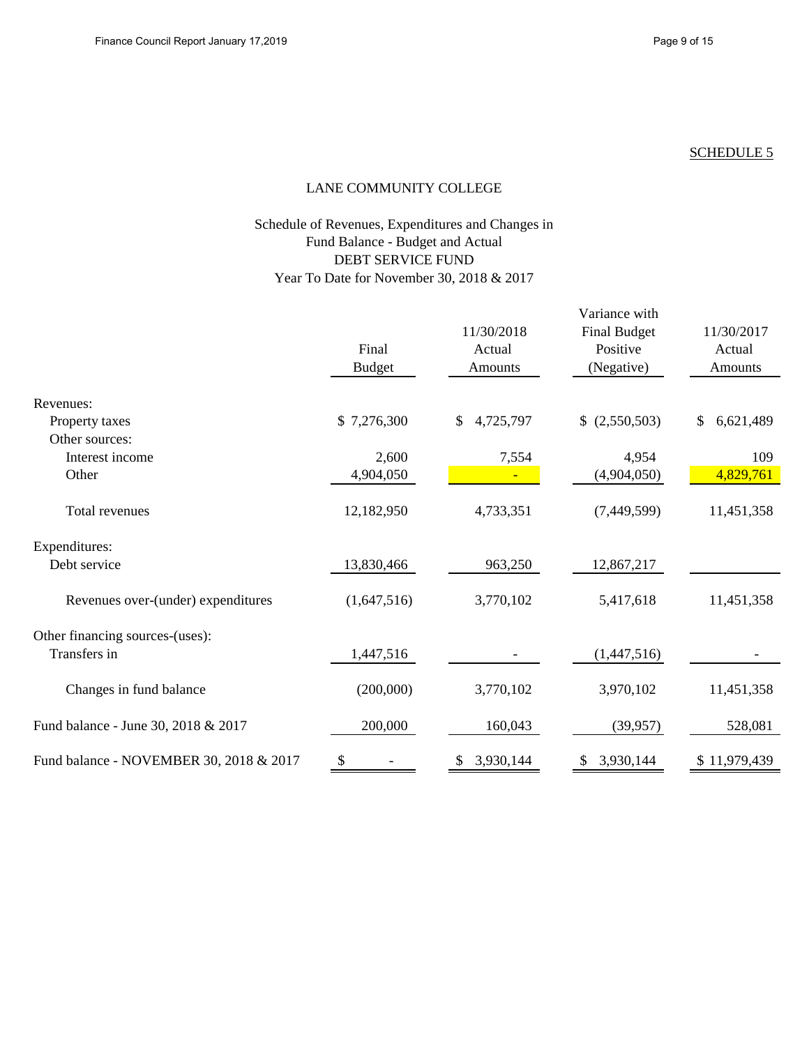SCHEDULE 5

# LANE COMMUNITY COLLEGE

## Schedule of Revenues, Expenditures and Changes in Fund Balance - Budget and Actual
## DEBT SERVICE FUND
## Year To Date for November 30, 2018 & 2017

| | Final Budget | 11/30/2018 Actual Amounts | Variance with Final Budget Positive (Negative) | 11/30/2017 Actual Amounts |
|---|---|---|---|---|
| Revenues: | | | | |
| Property taxes | $ 7,276,300 | $ 4,725,797 | $ (2,550,503) | $ 6,621,489 |
| Other sources: | | | | |
| Interest income | 2,600 | 7,554 | 4,954 | 109 |
| Other | 4,904,050 | - | (4,904,050) | 4,829,761 |
| Total revenues | 12,182,950 | 4,733,351 | (7,449,599) | 11,451,358 |
| Expenditures: | | | | |
| Debt service | 13,830,466 | 963,250 | 12,867,217 | |
| Revenues over-(under) expenditures | (1,647,516) | 3,770,102 | 5,417,618 | 11,451,358 |
| Other financing sources-(uses): | | | | |
| Transfers in | 1,447,516 | - | (1,447,516) | - |
| Changes in fund balance | (200,000) | 3,770,102 | 3,970,102 | 11,451,358 |
| Fund balance - June 30, 2018 & 2017 | 200,000 | 160,043 | (39,957) | 528,081 |
| Fund balance - NOVEMBER 30, 2018 & 2017 | $ - | $ 3,930,144 | $ 3,930,144 | $ 11,979,439 |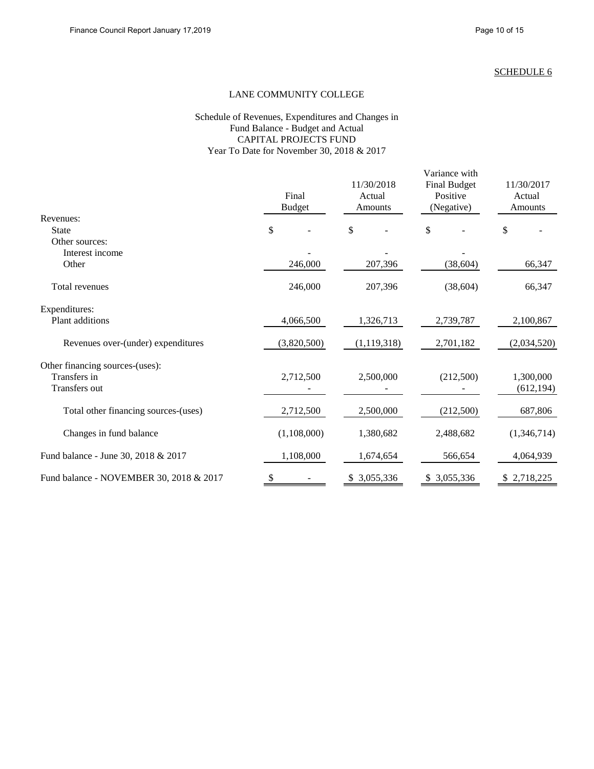SCHEDULE 6

# LANE COMMUNITY COLLEGE

## Schedule of Revenues, Expenditures and Changes in Fund Balance - Budget and Actual
## CAPITAL PROJECTS FUND
## Year To Date for November 30, 2018 & 2017

| | Final Budget | 11/30/2018 Actual Amounts | Variance with Final Budget Positive (Negative) | 11/30/2017 Actual Amounts |
|---|---|---|---|---|
| Revenues: | | | | |
| State | $ - | $ - | $ - | $ - |
| Other sources: | | | | |
| Interest income | - | - | - | |
| Other | 246,000 | 207,396 | (38,604) | 66,347 |
| Total revenues | 246,000 | 207,396 | (38,604) | 66,347 |
| Expenditures: | | | | |
| Plant additions | 4,066,500 | 1,326,713 | 2,739,787 | 2,100,867 |
| Revenues over-(under) expenditures | (3,820,500) | (1,119,318) | 2,701,182 | (2,034,520) |
| Other financing sources-(uses): | | | | |
| Transfers in | 2,712,500 | 2,500,000 | (212,500) | 1,300,000 |
| Transfers out | - | - | - | (612,194) |
| Total other financing sources-(uses) | 2,712,500 | 2,500,000 | (212,500) | 687,806 |
| Changes in fund balance | (1,108,000) | 1,380,682 | 2,488,682 | (1,346,714) |
| Fund balance - June 30, 2018 & 2017 | 1,108,000 | 1,674,654 | 566,654 | 4,064,939 |
| Fund balance - NOVEMBER 30, 2018 & 2017 | $ - | $ 3,055,336 | $ 3,055,336 | $ 2,718,225 |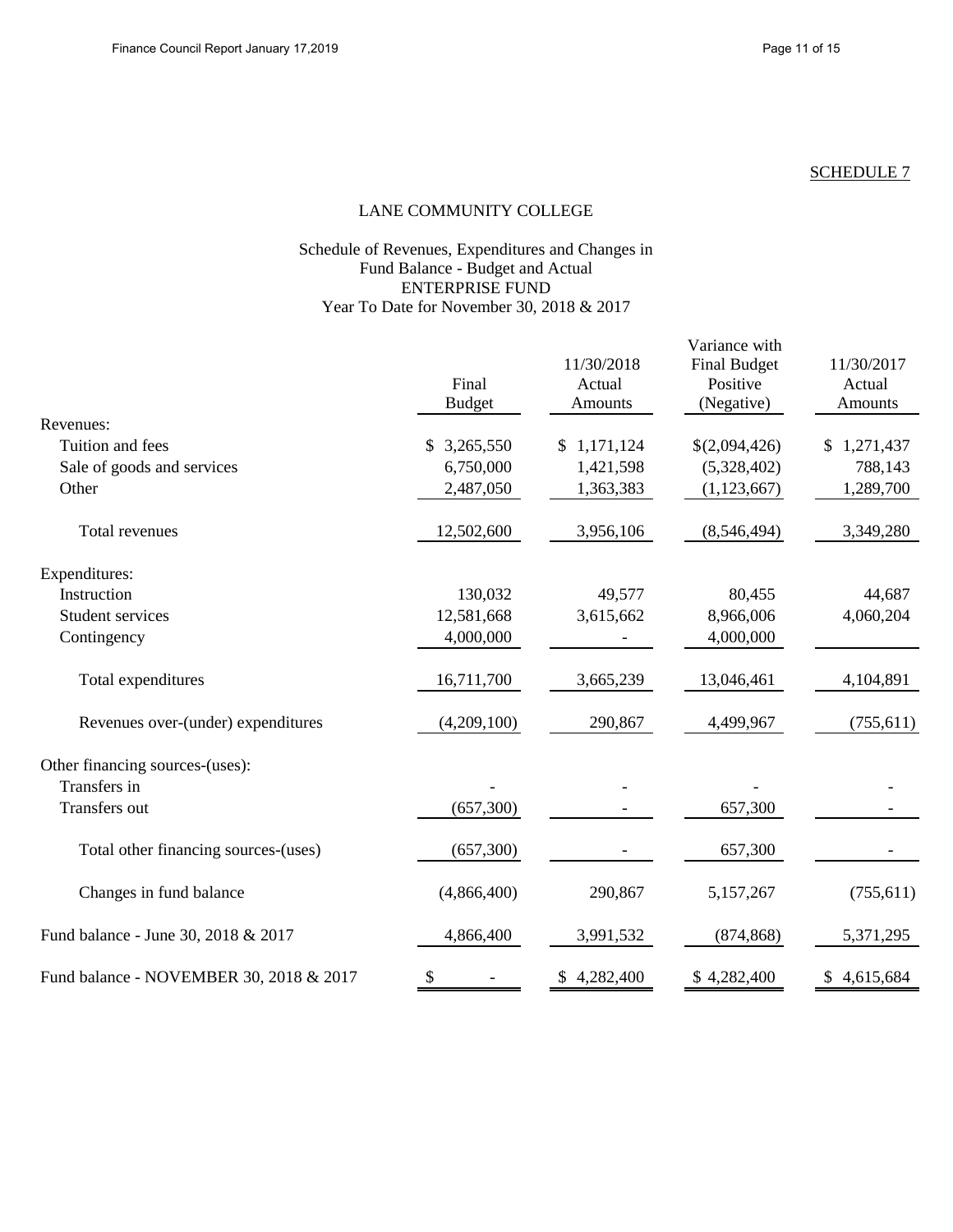SCHEDULE 7

# LANE COMMUNITY COLLEGE

## Schedule of Revenues, Expenditures and Changes in Fund Balance - Budget and Actual
## ENTERPRISE FUND
## Year To Date for November 30, 2018 & 2017

| | Final Budget | 11/30/2018 Actual Amounts | Variance with Final Budget Positive (Negative) | 11/30/2017 Actual Amounts |
|---|---|---|---|---|
| Revenues: | | | | |
| Tuition and fees | $ 3,265,550 | $ 1,171,124 | $(2,094,426) | $ 1,271,437 |
| Sale of goods and services | 6,750,000 | 1,421,598 | (5,328,402) | 788,143 |
| Other | 2,487,050 | 1,363,383 | (1,123,667) | 1,289,700 |
| Total revenues | 12,502,600 | 3,956,106 | (8,546,494) | 3,349,280 |
| Expenditures: | | | | |
| Instruction | 130,032 | 49,577 | 80,455 | 44,687 |
| Student services | 12,581,668 | 3,615,662 | 8,966,006 | 4,060,204 |
| Contingency | 4,000,000 | - | 4,000,000 | |
| Total expenditures | 16,711,700 | 3,665,239 | 13,046,461 | 4,104,891 |
| Revenues over-(under) expenditures | (4,209,100) | 290,867 | 4,499,967 | (755,611) |
| Other financing sources-(uses): | | | | |
| Transfers in | - | - | - | - |
| Transfers out | (657,300) | - | 657,300 | - |
| Total other financing sources-(uses) | (657,300) | - | 657,300 | - |
| Changes in fund balance | (4,866,400) | 290,867 | 5,157,267 | (755,611) |
| Fund balance - June 30, 2018 & 2017 | 4,866,400 | 3,991,532 | (874,868) | 5,371,295 |
| Fund balance - NOVEMBER 30, 2018 & 2017 | $ - | $ 4,282,400 | $ 4,282,400 | $ 4,615,684 |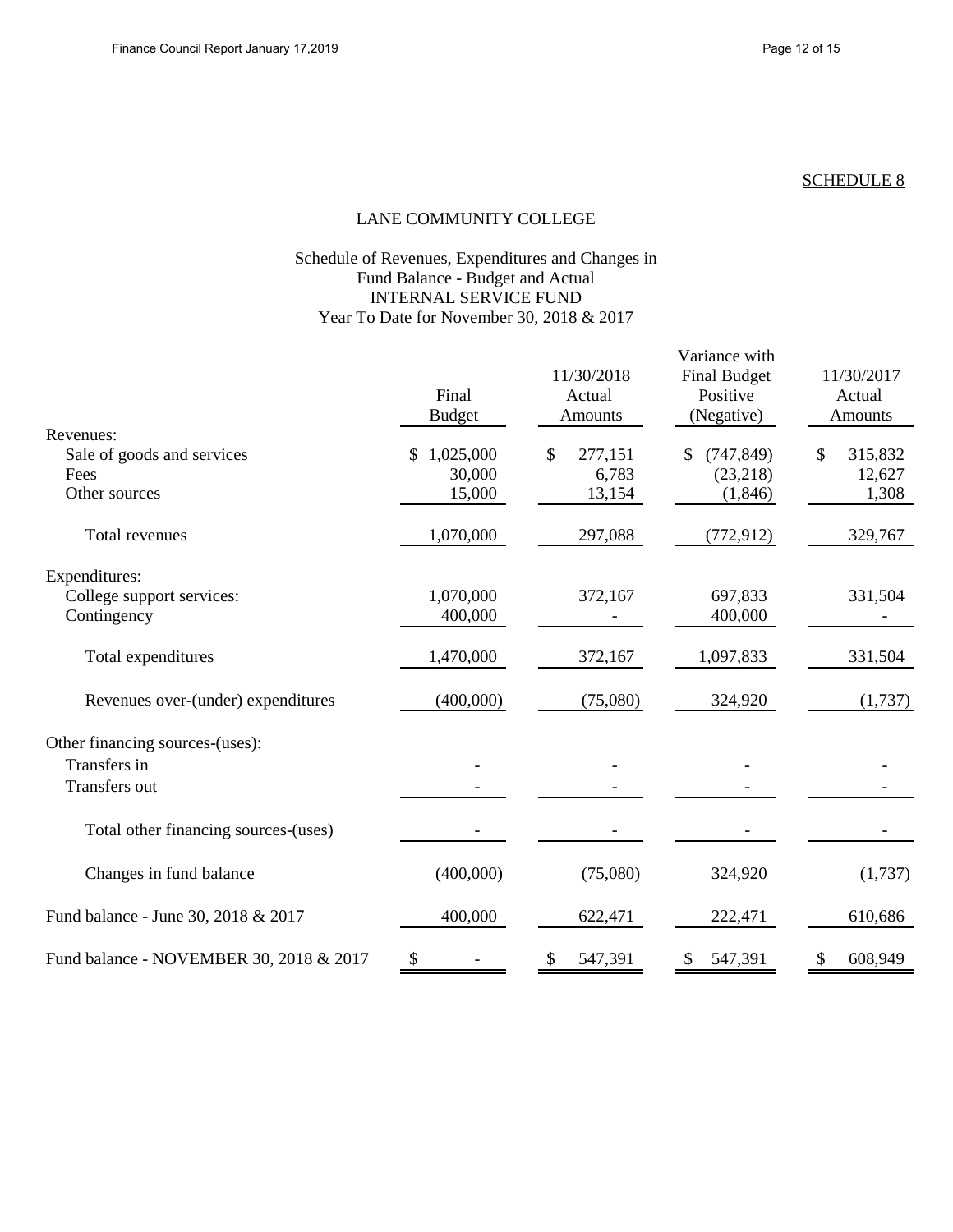SCHEDULE 8

# LANE COMMUNITY COLLEGE

## Schedule of Revenues, Expenditures and Changes in Fund Balance - Budget and Actual
## INTERNAL SERVICE FUND
## Year To Date for November 30, 2018 & 2017

| | Final Budget | 11/30/2018 Actual Amounts | Variance with Final Budget Positive (Negative) | 11/30/2017 Actual Amounts |
|---|---|---|---|---|
| Revenues: | | | | |
| Sale of goods and services | $ 1,025,000 | $ 277,151 | $ (747,849) | $ 315,832 |
| Fees | 30,000 | 6,783 | (23,218) | 12,627 |
| Other sources | 15,000 | 13,154 | (1,846) | 1,308 |
| Total revenues | 1,070,000 | 297,088 | (772,912) | 329,767 |
| Expenditures: | | | | |
| College support services: | 1,070,000 | 372,167 | 697,833 | 331,504 |
| Contingency | 400,000 | - | 400,000 | - |
| Total expenditures | 1,470,000 | 372,167 | 1,097,833 | 331,504 |
| Revenues over-(under) expenditures | (400,000) | (75,080) | 324,920 | (1,737) |
| Other financing sources-(uses): | | | | |
| Transfers in | - | - | - | - |
| Transfers out | - | - | - | - |
| Total other financing sources-(uses) | - | - | - | - |
| Changes in fund balance | (400,000) | (75,080) | 324,920 | (1,737) |
| Fund balance - June 30, 2018 & 2017 | 400,000 | 622,471 | 222,471 | 610,686 |
| Fund balance - NOVEMBER 30, 2018 & 2017 | $ - | $ 547,391 | $ 547,391 | $ 608,949 |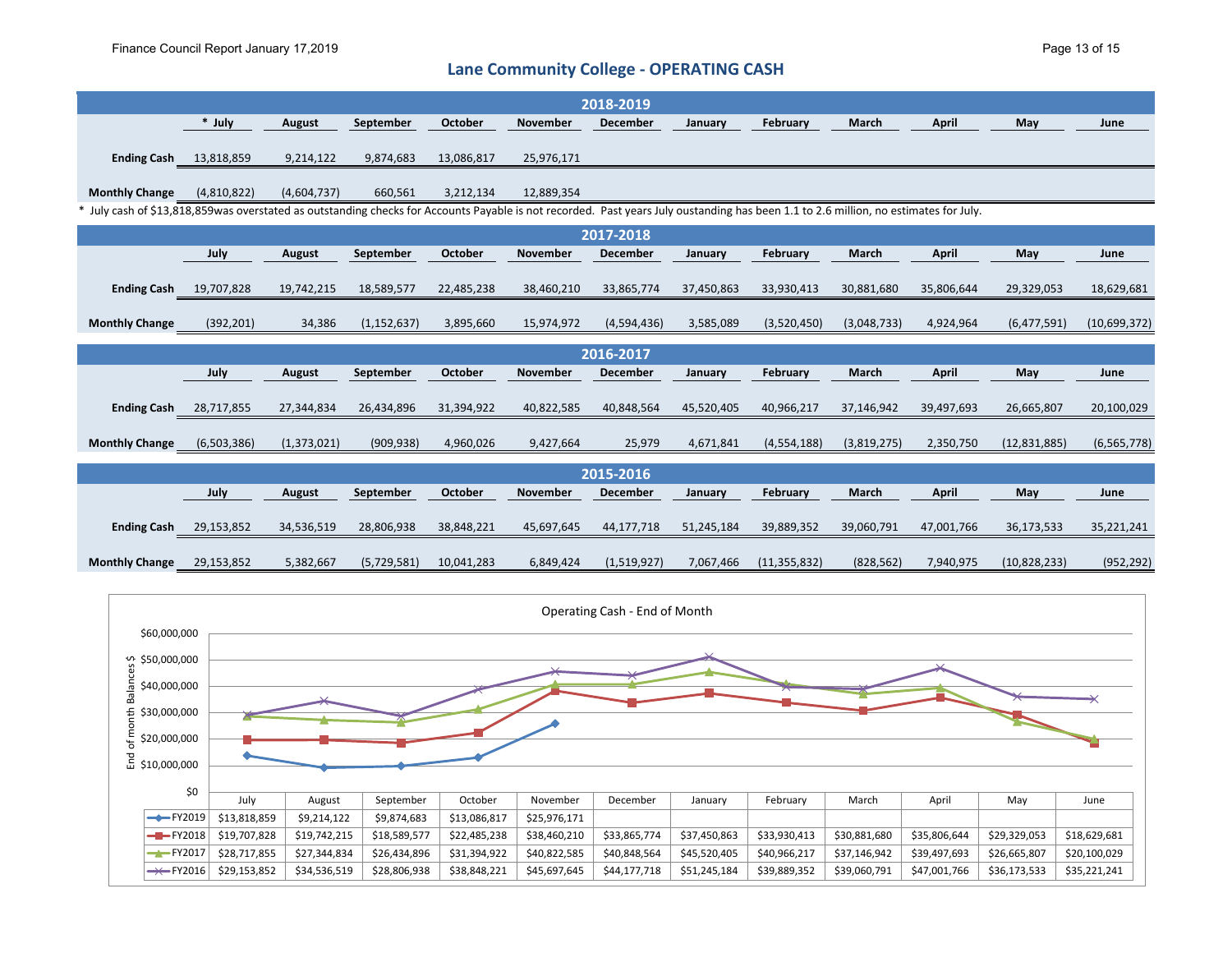# Lane Community College - OPERATING CASH

| 2018-2019 | * July | August | September | October | November | December | January | February | March | April | May | June |
|---|---|---|---|---|---|---|---|---|---|---|---|---|
| Ending Cash | 13,818,859 | 9,214,122 | 9,874,683 | 13,086,817 | 25,976,171 | | | | | | | |
| Monthly Change | (4,810,822) | (4,604,737) | 660,561 | 3,212,134 | 12,889,354 | | | | | | | |

* July cash of $13,818,859was overstated as outstanding checks for Accounts Payable is not recorded. Past years July oustanding has been 1.1 to 2.6 million, no estimates for July.

| 2017-2018 | July | August | September | October | November | December | January | February | March | April | May | June |
|---|---|---|---|---|---|---|---|---|---|---|---|---|
| Ending Cash | 19,707,828 | 19,742,215 | 18,589,577 | 22,485,238 | 38,460,210 | 33,865,774 | 37,450,863 | 33,930,413 | 30,881,680 | 35,806,644 | 29,329,053 | 18,629,681 |
| Monthly Change | (392,201) | 34,386 | (1,152,637) | 3,895,660 | 15,974,972 | (4,594,436) | 3,585,089 | (3,520,450) | (3,048,733) | 4,924,964 | (6,477,591) | (10,699,372) |

| 2016-2017 | July | August | September | October | November | December | January | February | March | April | May | June |
|---|---|---|---|---|---|---|---|---|---|---|---|---|
| Ending Cash | 28,717,855 | 27,344,834 | 26,434,896 | 31,394,922 | 40,822,585 | 40,848,564 | 45,520,405 | 40,966,217 | 37,146,942 | 39,497,693 | 26,665,807 | 20,100,029 |
| Monthly Change | (6,503,386) | (1,373,021) | (909,938) | 4,960,026 | 9,427,664 | 25,979 | 4,671,841 | (4,554,188) | (3,819,275) | 2,350,750 | (12,831,885) | (6,565,778) |

| 2015-2016 | July | August | September | October | November | December | January | February | March | April | May | June |
|---|---|---|---|---|---|---|---|---|---|---|---|---|
| Ending Cash | 29,153,852 | 34,536,519 | 28,806,938 | 38,848,221 | 45,697,645 | 44,177,718 | 51,245,184 | 39,889,352 | 39,060,791 | 47,001,766 | 36,173,533 | 35,221,241 |
| Monthly Change | 29,153,852 | 5,382,667 | (5,729,581) | 10,041,283 | 6,849,424 | (1,519,927) | 7,067,466 | (11,355,832) | (828,562) | 7,940,975 | (10,828,233) | (952,292) |

**Operating Cash - End of Month**

| | July | August | September | October | November | December | January | February | March | April | May | June |
|---|---|---|---|---|---|---|---|---|---|---|---|---|
| FY2019 | $13,818,859 | $9,214,122 | $9,874,683 | $13,086,817 | $25,976,171 | | | | | | | |
| FY2018 | $19,707,828 | $19,742,215 | $18,589,577 | $22,485,238 | $38,460,210 | $33,865,774 | $37,450,863 | $33,930,413 | $30,881,680 | $35,806,644 | $29,329,053 | $18,629,681 |
| FY2017 | $28,717,855 | $27,344,834 | $26,434,896 | $31,394,922 | $40,822,585 | $40,848,564 | $45,520,405 | $40,966,217 | $37,146,942 | $39,497,693 | $26,665,807 | $20,100,029 |
| FY2016 | $29,153,852 | $34,536,519 | $28,806,938 | $38,848,221 | $45,697,645 | $44,177,718 | $51,245,184 | $39,889,352 | $39,060,791 | $47,001,766 | $36,173,533 | $35,221,241 |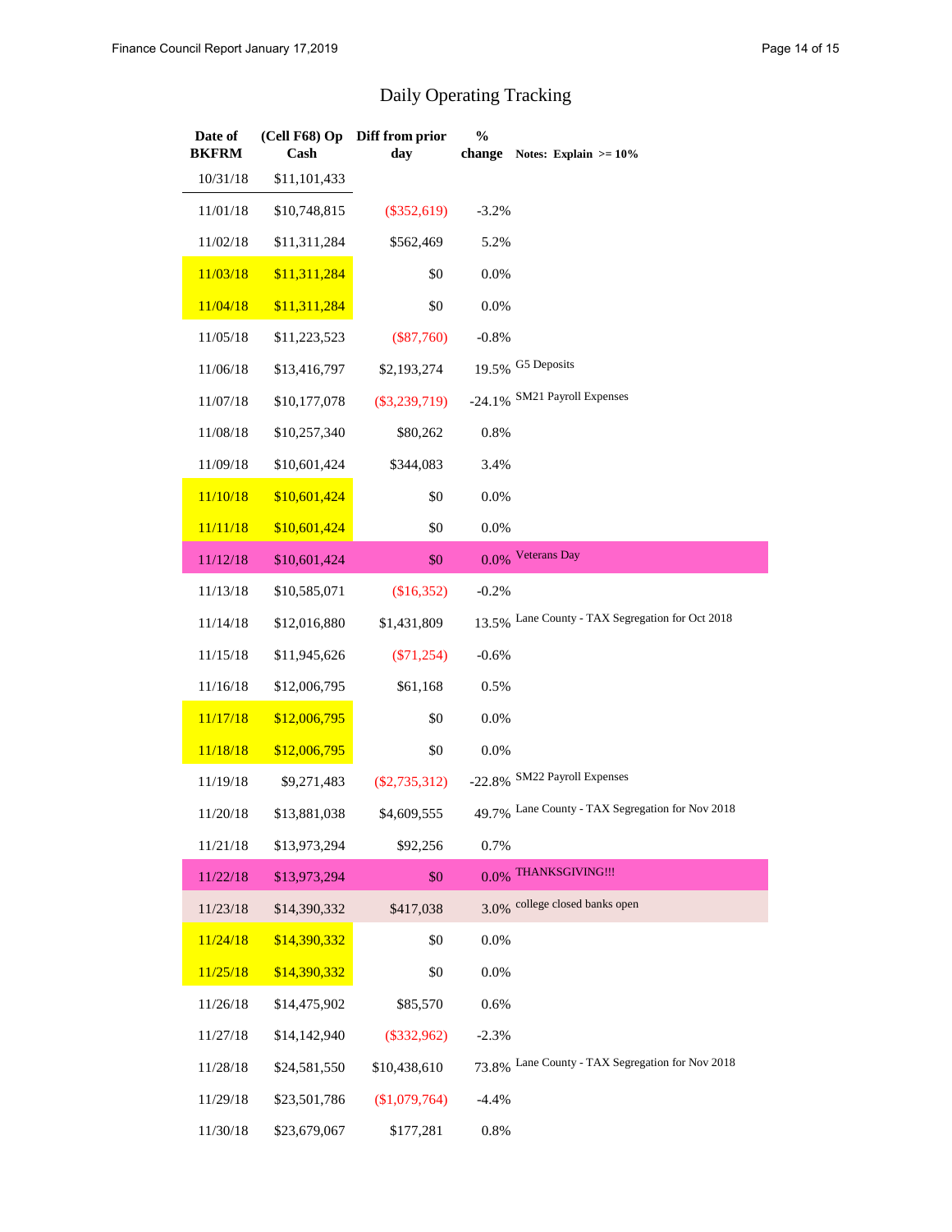# Daily Operating Tracking

| Date of BKFRM | (Cell F68) Op Cash | Diff from prior day | % change | Notes: Explain >= 10% |
|---|---|---|---|---|
| 10/31/18 | $11,101,433 | | | |
| 11/01/18 | $10,748,815 | ($352,619) | -3.2% | |
| 11/02/18 | $11,311,284 | $562,469 | 5.2% | |
| 11/03/18 | $11,311,284 | $0 | 0.0% | |
| 11/04/18 | $11,311,284 | $0 | 0.0% | |
| 11/05/18 | $11,223,523 | ($87,760) | -0.8% | |
| 11/06/18 | $13,416,797 | $2,193,274 | 19.5% | G5 Deposits |
| 11/07/18 | $10,177,078 | ($3,239,719) | -24.1% | SM21 Payroll Expenses |
| 11/08/18 | $10,257,340 | $80,262 | 0.8% | |
| 11/09/18 | $10,601,424 | $344,083 | 3.4% | |
| 11/10/18 | $10,601,424 | $0 | 0.0% | |
| 11/11/18 | $10,601,424 | $0 | 0.0% | |
| 11/12/18 | $10,601,424 | $0 | 0.0% | Veterans Day |
| 11/13/18 | $10,585,071 | ($16,352) | -0.2% | |
| 11/14/18 | $12,016,880 | $1,431,809 | 13.5% | Lane County - TAX Segregation for Oct 2018 |
| 11/15/18 | $11,945,626 | ($71,254) | -0.6% | |
| 11/16/18 | $12,006,795 | $61,168 | 0.5% | |
| 11/17/18 | $12,006,795 | $0 | 0.0% | |
| 11/18/18 | $12,006,795 | $0 | 0.0% | |
| 11/19/18 | $9,271,483 | ($2,735,312) | -22.8% | SM22 Payroll Expenses |
| 11/20/18 | $13,881,038 | $4,609,555 | 49.7% | Lane County - TAX Segregation for Nov 2018 |
| 11/21/18 | $13,973,294 | $92,256 | 0.7% | |
| 11/22/18 | $13,973,294 | $0 | 0.0% | THANKSGIVING!!! |
| 11/23/18 | $14,390,332 | $417,038 | 3.0% | college closed banks open |
| 11/24/18 | $14,390,332 | $0 | 0.0% | |
| 11/25/18 | $14,390,332 | $0 | 0.0% | |
| 11/26/18 | $14,475,902 | $85,570 | 0.6% | |
| 11/27/18 | $14,142,940 | ($332,962) | -2.3% | |
| 11/28/18 | $24,581,550 | $10,438,610 | 73.8% | Lane County - TAX Segregation for Nov 2018 |
| 11/29/18 | $23,501,786 | ($1,079,764) | -4.4% | |
| 11/30/18 | $23,679,067 | $177,281 | 0.8% | |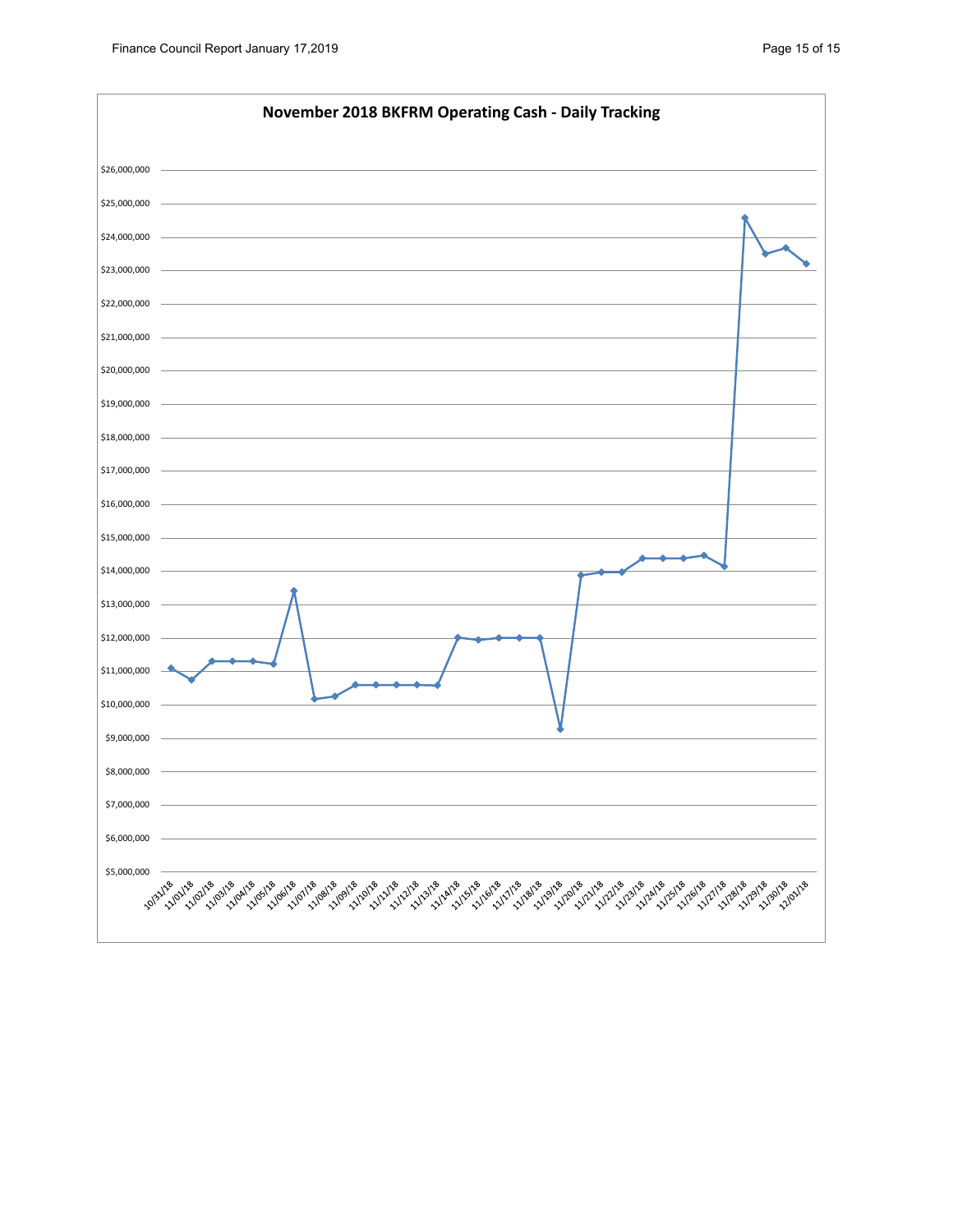November 2018 BKFRM Operating Cash - Daily Tracking

$26,000,000
$25,000,000
$24,000,000
$23,000,000
$22,000,000
$21,000,000
$20,000,000
$19,000,000
$18,000,000
$17,000,000
$16,000,000
$15,000,000
$14,000,000
$13,000,000
$12,000,000
$11,000,000
$10,000,000
$9,000,000
$8,000,000
$7,000,000
$6,000,000
$5,000,000

10/31/18
11/01/18
11/02/18
11/03/18
11/04/18
11/05/18
11/06/18
11/07/18
11/08/18
11/09/18
11/10/18
11/11/18
11/12/18
11/13/18
11/14/18
11/15/18
11/16/18
11/17/18
11/18/18
11/19/18
11/20/18
11/21/18
11/22/18
11/23/18
11/24/18
11/25/18
11/26/18
11/27/18
11/28/18
11/29/18
11/30/18
12/01/18